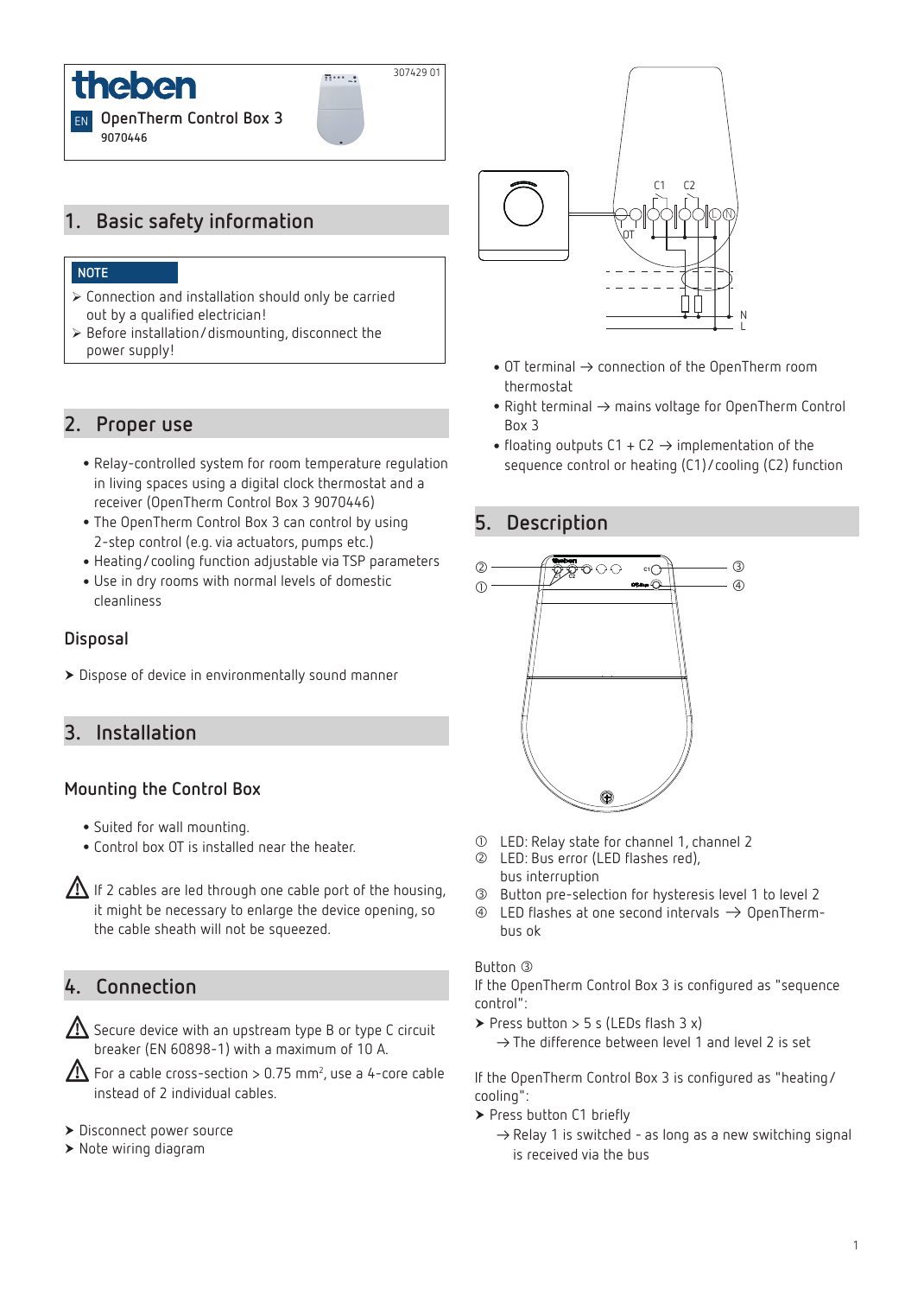theben

EN **OpenTherm Control Box 3**
9070446

307429 01

## 1. Basic safety information

**NOTE**

- ➢ Connection and installation should only be carried out by a qualified electrician!
- ➢ Before installation/dismounting, disconnect the power supply!

## 2. Proper use

- Relay-controlled system for room temperature regulation in living spaces using a digital clock thermostat and a receiver (OpenTherm Control Box 3 9070446)
- The OpenTherm Control Box 3 can control by using 2-step control (e.g. via actuators, pumps etc.)
- Heating/cooling function adjustable via TSP parameters
- Use in dry rooms with normal levels of domestic cleanliness

### Disposal

➤ Dispose of device in environmentally sound manner

## 3. Installation

### Mounting the Control Box

- Suited for wall mounting.
- Control box OT is installed near the heater.

⚠ If 2 cables are led through one cable port of the housing, it might be necessary to enlarge the device opening, so the cable sheath will not be squeezed.

## 4. Connection

⚠ Secure device with an upstream type B or type C circuit breaker (EN 60898-1) with a maximum of 10 A.

⚠ For a cable cross-section > 0.75 mm², use a 4-core cable instead of 2 individual cables.

➤ Disconnect power source
➤ Note wiring diagram

- OT terminal → connection of the OpenTherm room thermostat
- Right terminal → mains voltage for OpenTherm Control Box 3
- floating outputs C1 + C2 → implementation of the sequence control or heating (C1)/cooling (C2) function

## 5. Description

① LED: Relay state for channel 1, channel 2
② LED: Bus error (LED flashes red), bus interruption
③ Button pre-selection for hysteresis level 1 to level 2
④ LED flashes at one second intervals → OpenTherm-bus ok

Button ③
If the OpenTherm Control Box 3 is configured as "sequence control":

➤ Press button > 5 s (LEDs flash 3 x)
→ The difference between level 1 and level 2 is set

If the OpenTherm Control Box 3 is configured as "heating/cooling":

➤ Press button C1 briefly
→ Relay 1 is switched - as long as a new switching signal is received via the bus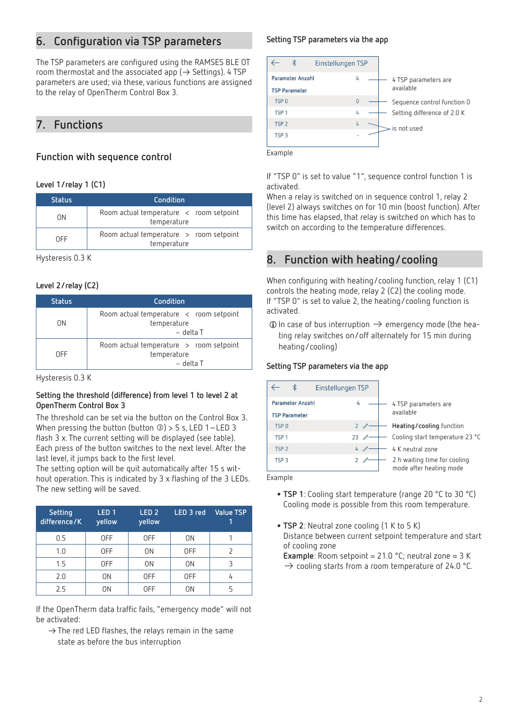## 6. Configuration via TSP parameters

The TSP parameters are configured using the RAMSES BLE OT room thermostat and the associated app (→ Settings). 4 TSP parameters are used; via these, various functions are assigned to the relay of OpenTherm Control Box 3.

## 7. Functions

### Function with sequence control

#### Level 1 / relay 1 (C1)

| Status | Condition |
|---|---|
| ON | Room actual temperature < room setpoint temperature |
| OFF | Room actual temperature > room setpoint temperature |

Hysteresis 0.3 K

#### Level 2 / relay (C2)

| Status | Condition |
|---|---|
| ON | Room actual temperature < room setpoint temperature – delta T |
| OFF | Room actual temperature > room setpoint temperature – delta T |

Hysteresis 0.3 K

#### Setting the threshold (difference) from level 1 to level 2 at OpenTherm Control Box 3

The threshold can be set via the button on the Control Box 3. When pressing the button (button ③) > 5 s, LED 1 – LED 3 flash 3 x. The current setting will be displayed (see table). Each press of the button switches to the next level. After the last level, it jumps back to the first level.
The setting option will be quit automatically after 15 s without operation. This is indicated by 3 x flashing of the 3 LEDs. The new setting will be saved.

| Setting difference / K | LED 1 yellow | LED 2 yellow | LED 3 red | Value TSP 1 |
|---|---|---|---|---|
| 0.5 | OFF | OFF | ON | 1 |
| 1.0 | OFF | ON | OFF | 2 |
| 1.5 | OFF | ON | ON | 3 |
| 2.0 | ON | OFF | OFF | 4 |
| 2.5 | ON | OFF | ON | 5 |

If the OpenTherm data traffic fails, "emergency mode" will not be activated:

→ The red LED flashes, the relays remain in the same state as before the bus interruption

#### Setting TSP parameters via the app

| Einstellungen TSP | | |
|---|---|---|
| Parameter Anzahl | 4 | 4 TSP parameters are available |
| TSP Parameter | | |
| TSP 0 | 0 | Sequence control function 0 |
| TSP 1 | 4 | Setting difference of 2.0 K |
| TSP 2 | 4 | is not used |
| TSP 3 | - | is not used |

Example

If "TSP 0" is set to value "1", sequence control function 1 is activated.
When a relay is switched on in sequence control 1, relay 2 (level 2) always switches on for 10 min (boost function). After this time has elapsed, that relay is switched on which has to switch on according to the temperature differences.

## 8. Function with heating / cooling

When configuring with heating / cooling function, relay 1 (C1) controls the heating mode, relay 2 (C2) the cooling mode.
If "TSP 0" is set to value 2, the heating / cooling function is activated.

ⓘ In case of bus interruption → emergency mode (the heating relay switches on / off alternately for 15 min during heating / cooling)

#### Setting TSP parameters via the app

| Einstellungen TSP | | |
|---|---|---|
| Parameter Anzahl | 4 | 4 TSP parameters are available |
| TSP Parameter | | |
| TSP 0 | 2 | **Heating / cooling** function |
| TSP 1 | 23 | Cooling start temperature 23 °C |
| TSP 2 | 4 | 4 K neutral zone |
| TSP 3 | 2 | 2 h waiting time for cooling mode after heating mode |

Example

- **TSP 1**: Cooling start temperature (range 20 °C to 30 °C) Cooling mode is possible from this room temperature.
- **TSP 2**: Neutral zone cooling (1 K to 5 K) Distance between current setpoint temperature and start of cooling zone
  **Example**: Room setpoint = 21.0 °C; neutral zone = 3 K
  → cooling starts from a room temperature of 24.0 °C.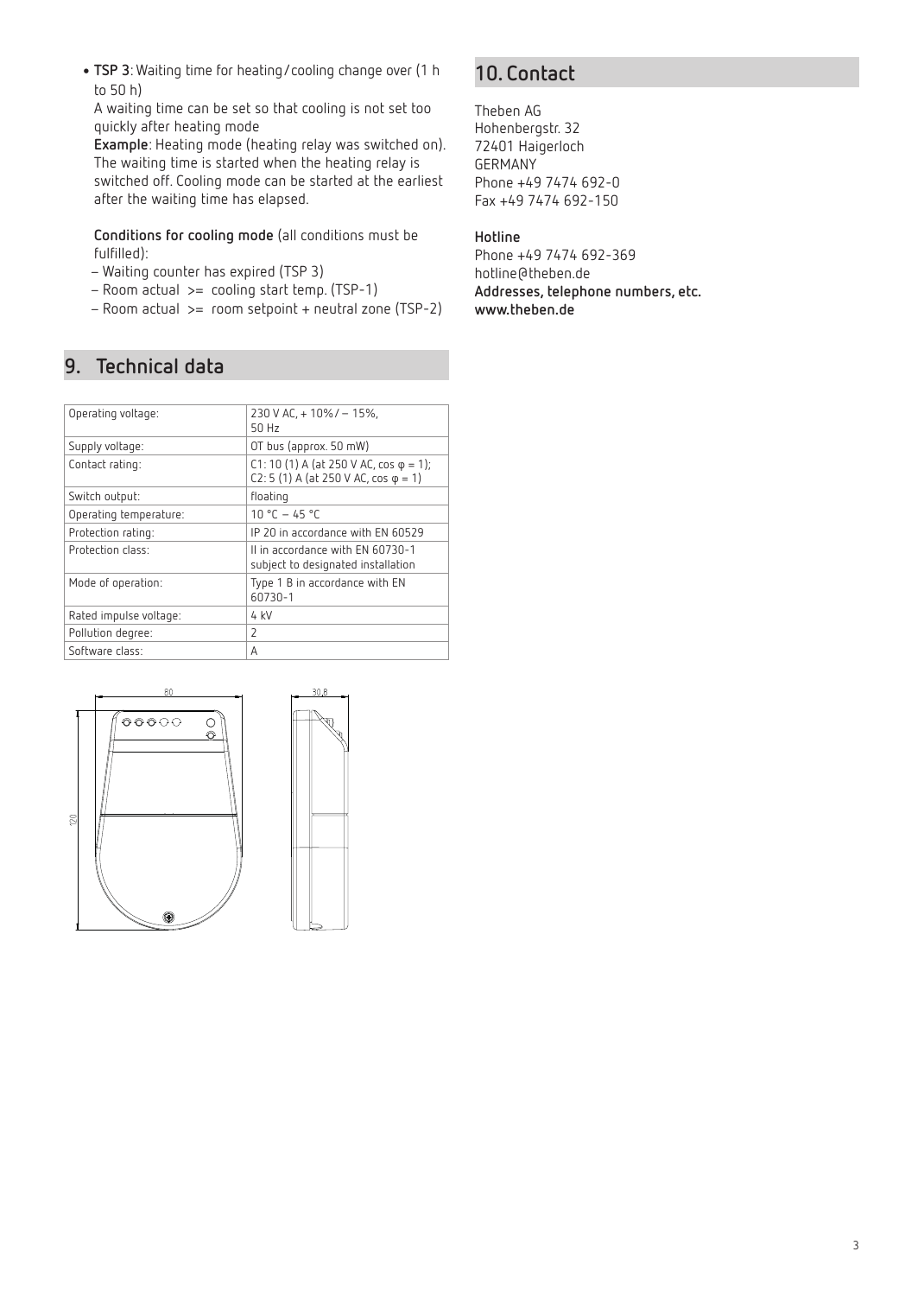- **TSP 3**: Waiting time for heating/cooling change over (1 h to 50 h)

  A waiting time can be set so that cooling is not set too quickly after heating mode

  **Example**: Heating mode (heating relay was switched on). The waiting time is started when the heating relay is switched off. Cooling mode can be started at the earliest after the waiting time has elapsed.

  **Conditions for cooling mode** (all conditions must be fulfilled):

  – Waiting counter has expired (TSP 3)

  – Room actual >= cooling start temp. (TSP-1)

  – Room actual >= room setpoint + neutral zone (TSP-2)

## 9. Technical data

| | |
|---|---|
| Operating voltage: | 230 V AC, + 10%/ – 15%, 50 Hz |
| Supply voltage: | OT bus (approx. 50 mW) |
| Contact rating: | C1: 10 (1) A (at 250 V AC, cos φ = 1); C2: 5 (1) A (at 250 V AC, cos φ = 1) |
| Switch output: | floating |
| Operating temperature: | 10 °C – 45 °C |
| Protection rating: | IP 20 in accordance with EN 60529 |
| Protection class: | II in accordance with EN 60730-1 subject to designated installation |
| Mode of operation: | Type 1 B in accordance with EN 60730-1 |
| Rated impulse voltage: | 4 kV |
| Pollution degree: | 2 |
| Software class: | A |

80

120

30,8

## 10. Contact

Theben AG
Hohenbergstr. 32
72401 Haigerloch
GERMANY
Phone +49 7474 692-0
Fax +49 7474 692-150

**Hotline**

Phone +49 7474 692-369
hotline@theben.de
**Addresses, telephone numbers, etc.**
**www.theben.de**